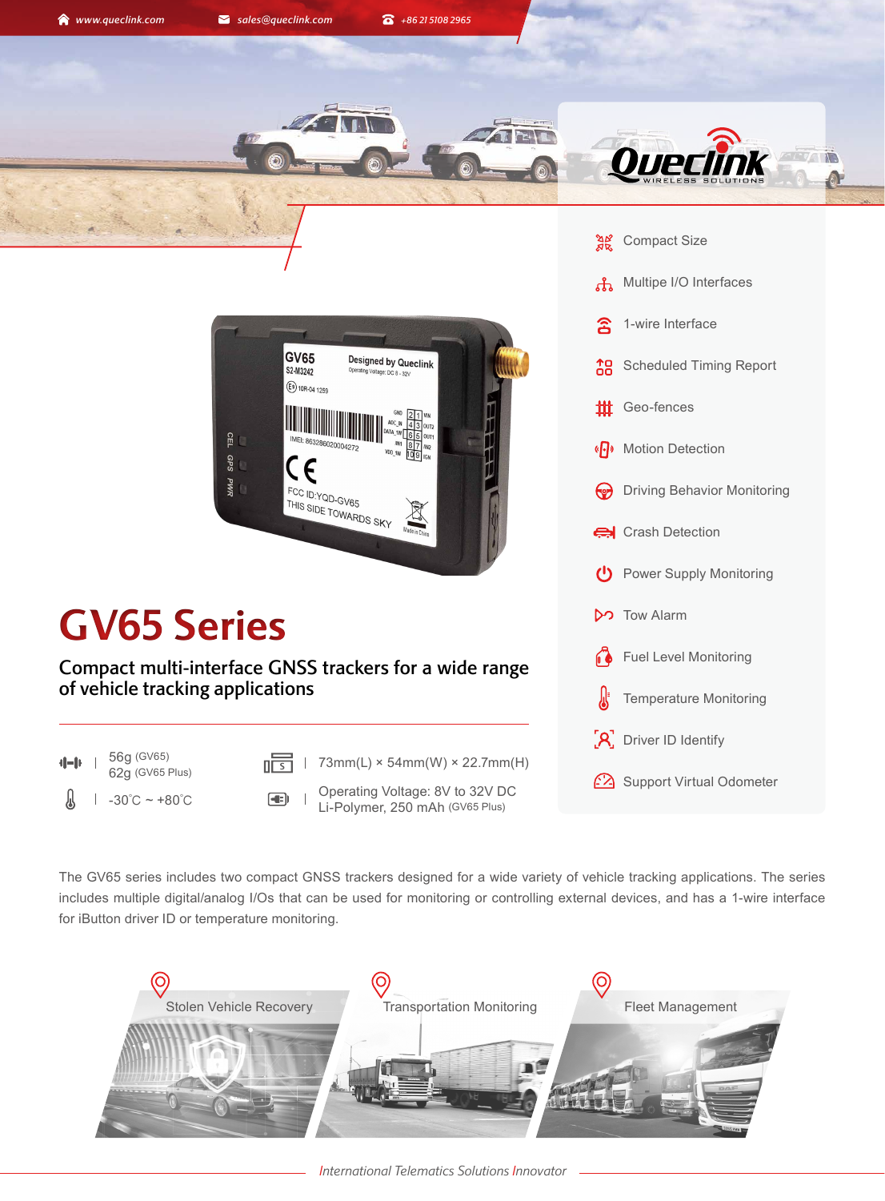# GV65 Series

## Compact multi-interface GNSS trackers for a wide range of vehicle tracking applications

- 56g (GV65)
  62g (GV65 Plus)
- 73mm(L) × 54mm(W) × 22.7mm(H)
- -30˚C ~ +80˚C
- Operating Voltage: 8V to 32V DC
  Li-Polymer, 250 mAh (GV65 Plus)

- Compact Size
- Multipe I/O Interfaces
- 1-wire Interface
- Scheduled Timing Report
- Geo-fences
- Motion Detection
- Driving Behavior Monitoring
- Crash Detection
- Power Supply Monitoring
- Tow Alarm
- Fuel Level Monitoring
- Temperature Monitoring
- Driver ID Identify
- Support Virtual Odometer

The GV65 series includes two compact GNSS trackers designed for a wide variety of vehicle tracking applications. The series includes multiple digital/analog I/Os that can be used for monitoring or controlling external devices, and has a 1-wire interface for iButton driver ID or temperature monitoring.

- Stolen Vehicle Recovery
- Transportation Monitoring
- Fleet Management

*International Telematics Solutions Innovator*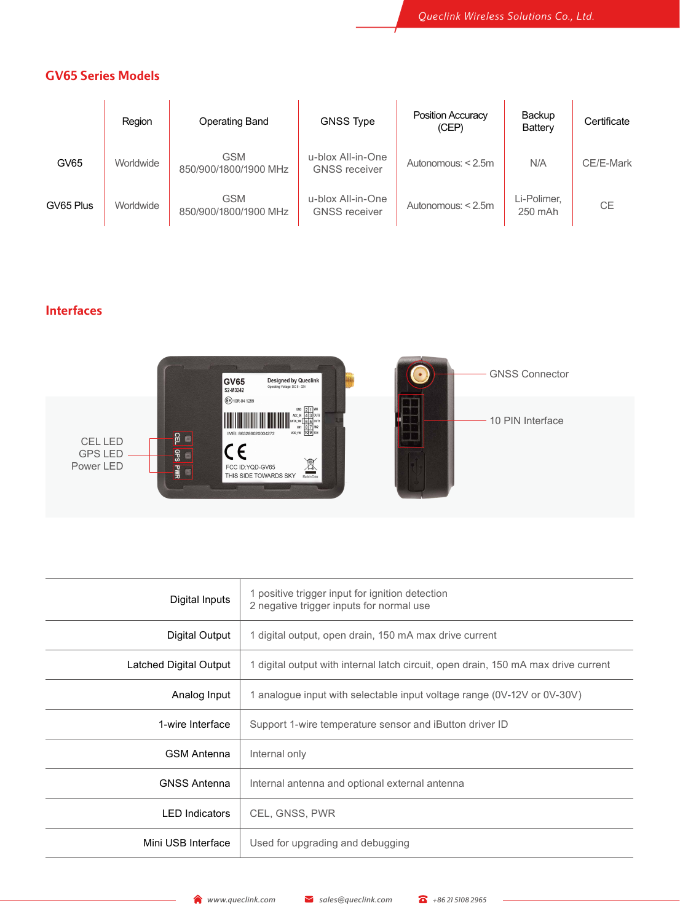## GV65 Series Models

| | Region | Operating Band | GNSS Type | Position Accuracy (CEP) | Backup Battery | Certificate |
|---|---|---|---|---|---|---|
| GV65 | Worldwide | GSM 850/900/1800/1900 MHz | u-blox All-in-One GNSS receiver | Autonomous: < 2.5m | N/A | CE/E-Mark |
| GV65 Plus | Worldwide | GSM 850/900/1800/1900 MHz | u-blox All-in-One GNSS receiver | Autonomous: < 2.5m | Li-Polimer, 250 mAh | CE |

## Interfaces

CEL LED
GPS LED
Power LED

GNSS Connector
10 PIN Interface

| | |
|---|---|
| Digital Inputs | 1 positive trigger input for ignition detection<br>2 negative trigger inputs for normal use |
| Digital Output | 1 digital output, open drain, 150 mA max drive current |
| Latched Digital Output | 1 digital output with internal latch circuit, open drain, 150 mA max drive current |
| Analog Input | 1 analogue input with selectable input voltage range (0V-12V or 0V-30V) |
| 1-wire Interface | Support 1-wire temperature sensor and iButton driver ID |
| GSM Antenna | Internal only |
| GNSS Antenna | Internal antenna and optional external antenna |
| LED Indicators | CEL, GNSS, PWR |
| Mini USB Interface | Used for upgrading and debugging |